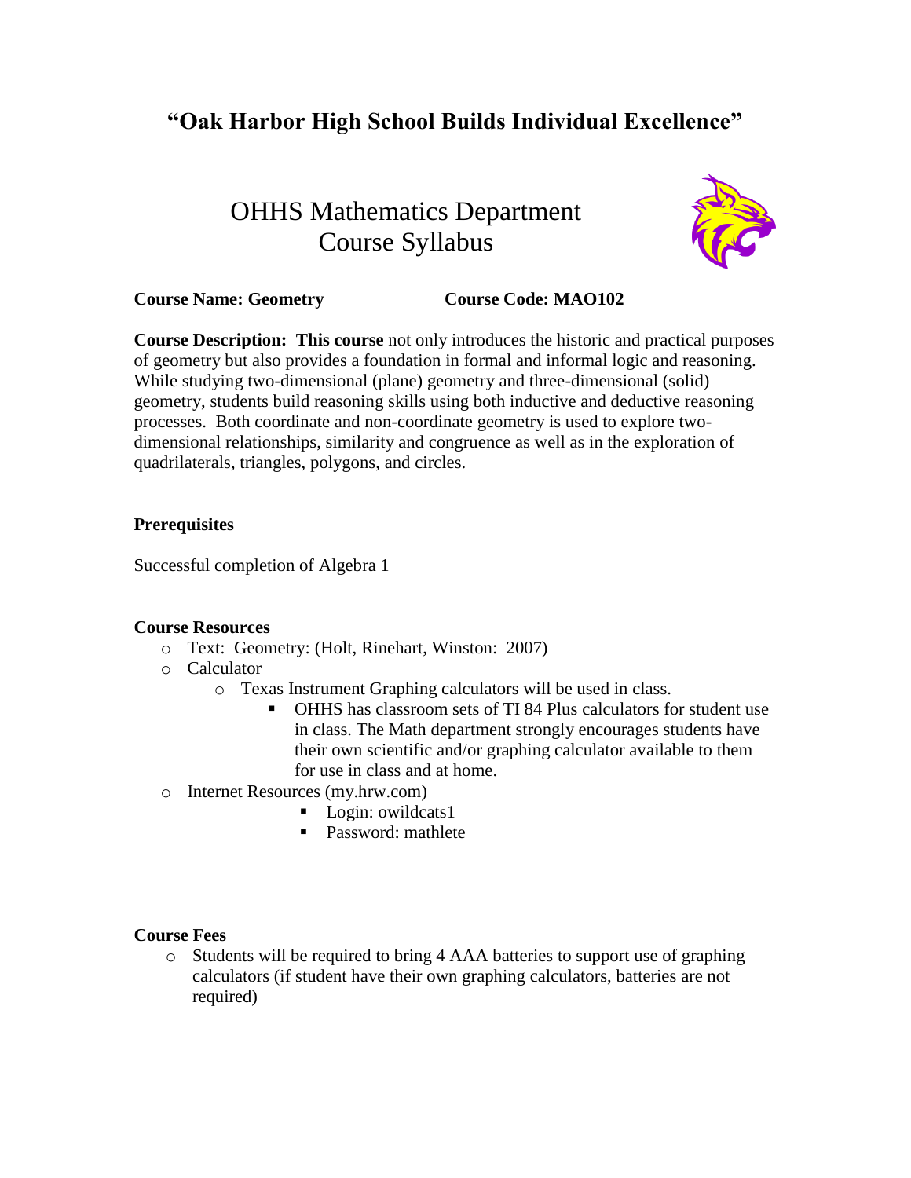# "Oak Harbor High School Builds Individual Excellence"

## OHHS Mathematics Department
## Course Syllabus

**Course Name: Geometry** **Course Code: MAO102**

**Course Description: This course** not only introduces the historic and practical purposes of geometry but also provides a foundation in formal and informal logic and reasoning. While studying two-dimensional (plane) geometry and three-dimensional (solid) geometry, students build reasoning skills using both inductive and deductive reasoning processes. Both coordinate and non-coordinate geometry is used to explore two-dimensional relationships, similarity and congruence as well as in the exploration of quadrilaterals, triangles, polygons, and circles.

**Prerequisites**

Successful completion of Algebra 1

**Course Resources**

- Text: Geometry: (Holt, Rinehart, Winston: 2007)
- Calculator
  - Texas Instrument Graphing calculators will be used in class.
    - OHHS has classroom sets of TI 84 Plus calculators for student use in class. The Math department strongly encourages students have their own scientific and/or graphing calculator available to them for use in class and at home.
- Internet Resources (my.hrw.com)
  - Login: owildcats1
  - Password: mathlete

**Course Fees**

- Students will be required to bring 4 AAA batteries to support use of graphing calculators (if student have their own graphing calculators, batteries are not required)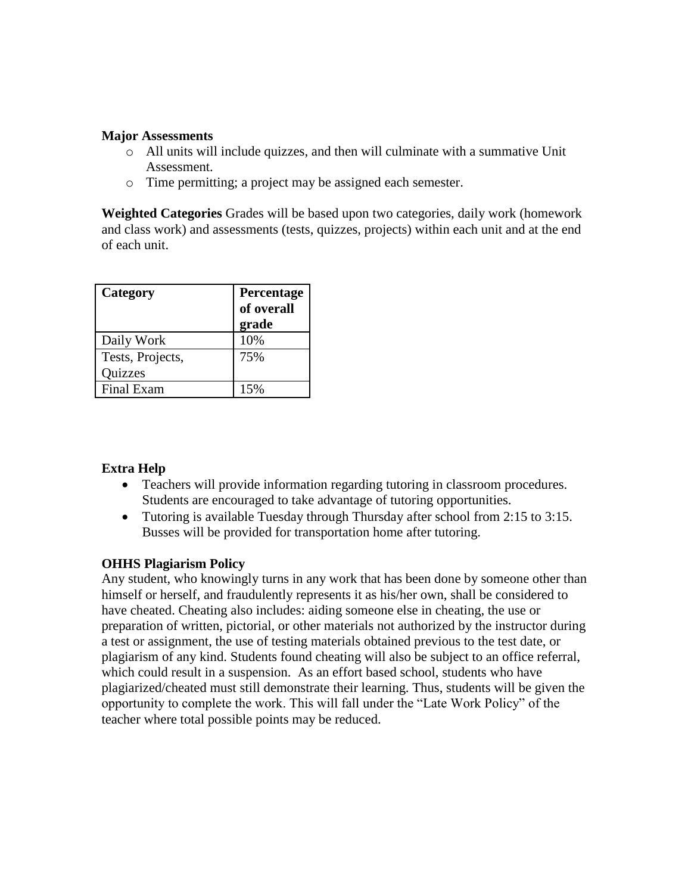**Major Assessments**

- All units will include quizzes, and then will culminate with a summative Unit Assessment.
- Time permitting; a project may be assigned each semester.

**Weighted Categories** Grades will be based upon two categories, daily work (homework and class work) and assessments (tests, quizzes, projects) within each unit and at the end of each unit.

| **Category** | **Percentage of overall grade** |
| --- | --- |
| Daily Work | 10% |
| Tests, Projects, Quizzes | 75% |
| Final Exam | 15% |

**Extra Help**

- Teachers will provide information regarding tutoring in classroom procedures. Students are encouraged to take advantage of tutoring opportunities.
- Tutoring is available Tuesday through Thursday after school from 2:15 to 3:15. Busses will be provided for transportation home after tutoring.

**OHHS Plagiarism Policy**

Any student, who knowingly turns in any work that has been done by someone other than himself or herself, and fraudulently represents it as his/her own, shall be considered to have cheated. Cheating also includes: aiding someone else in cheating, the use or preparation of written, pictorial, or other materials not authorized by the instructor during a test or assignment, the use of testing materials obtained previous to the test date, or plagiarism of any kind. Students found cheating will also be subject to an office referral, which could result in a suspension. As an effort based school, students who have plagiarized/cheated must still demonstrate their learning. Thus, students will be given the opportunity to complete the work. This will fall under the "Late Work Policy" of the teacher where total possible points may be reduced.